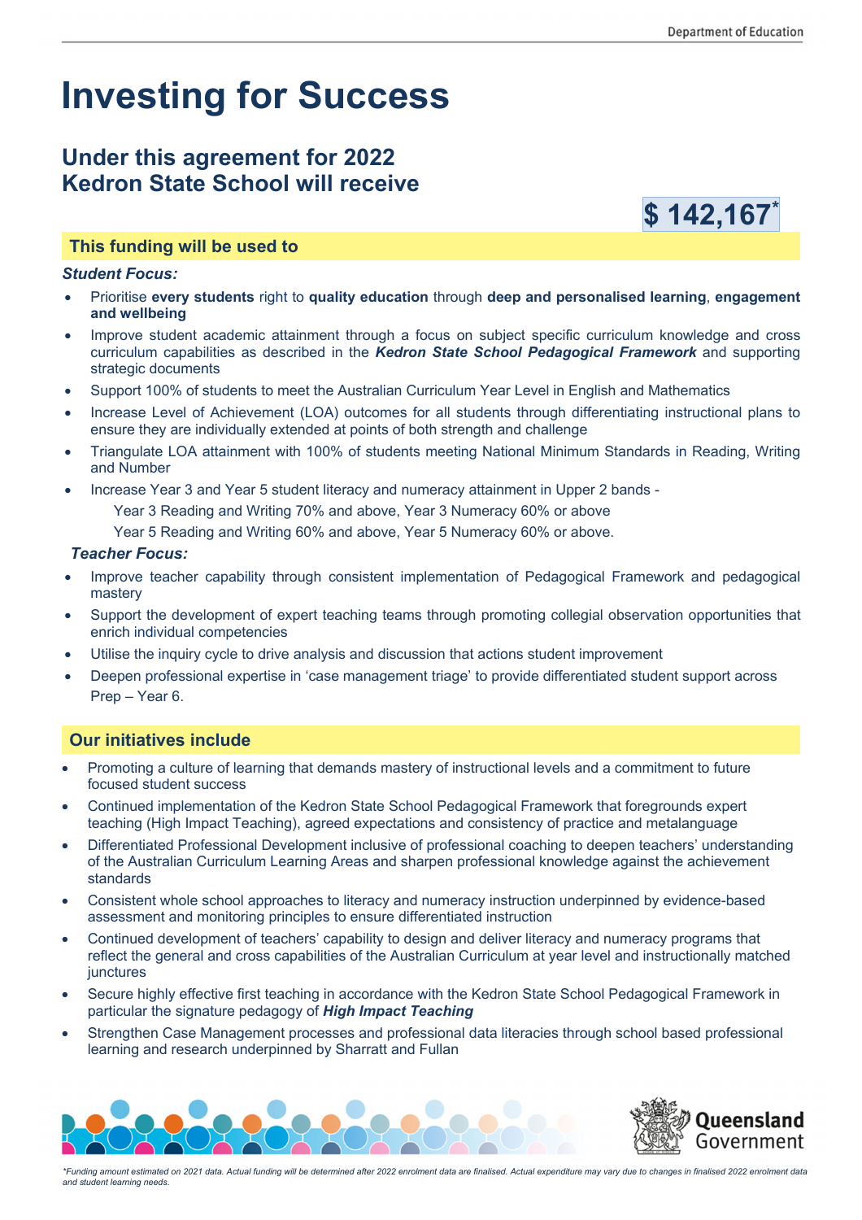# Investing for Success

## Under this agreement for 2022 Kedron State School will receive

**$ 142,167***

### This funding will be used to

***Student Focus:***

- Prioritise **every students** right to **quality education** through **deep and personalised learning**, **engagement and wellbeing**
- Improve student academic attainment through a focus on subject specific curriculum knowledge and cross curriculum capabilities as described in the ***Kedron State School Pedagogical Framework*** and supporting strategic documents
- Support 100% of students to meet the Australian Curriculum Year Level in English and Mathematics
- Increase Level of Achievement (LOA) outcomes for all students through differentiating instructional plans to ensure they are individually extended at points of both strength and challenge
- Triangulate LOA attainment with 100% of students meeting National Minimum Standards in Reading, Writing and Number
- Increase Year 3 and Year 5 student literacy and numeracy attainment in Upper 2 bands -
  - Year 3 Reading and Writing 70% and above, Year 3 Numeracy 60% or above
  - Year 5 Reading and Writing 60% and above, Year 5 Numeracy 60% or above.

***Teacher Focus:***

- Improve teacher capability through consistent implementation of Pedagogical Framework and pedagogical mastery
- Support the development of expert teaching teams through promoting collegial observation opportunities that enrich individual competencies
- Utilise the inquiry cycle to drive analysis and discussion that actions student improvement
- Deepen professional expertise in 'case management triage' to provide differentiated student support across Prep – Year 6.

### Our initiatives include

- Promoting a culture of learning that demands mastery of instructional levels and a commitment to future focused student success
- Continued implementation of the Kedron State School Pedagogical Framework that foregrounds expert teaching (High Impact Teaching), agreed expectations and consistency of practice and metalanguage
- Differentiated Professional Development inclusive of professional coaching to deepen teachers' understanding of the Australian Curriculum Learning Areas and sharpen professional knowledge against the achievement standards
- Consistent whole school approaches to literacy and numeracy instruction underpinned by evidence-based assessment and monitoring principles to ensure differentiated instruction
- Continued development of teachers' capability to design and deliver literacy and numeracy programs that reflect the general and cross capabilities of the Australian Curriculum at year level and instructionally matched junctures
- Secure highly effective first teaching in accordance with the Kedron State School Pedagogical Framework in particular the signature pedagogy of ***High Impact Teaching***
- Strengthen Case Management processes and professional data literacies through school based professional learning and research underpinned by Sharratt and Fullan

*Funding amount estimated on 2021 data. Actual funding will be determined after 2022 enrolment data are finalised. Actual expenditure may vary due to changes in finalised 2022 enrolment data and student learning needs.*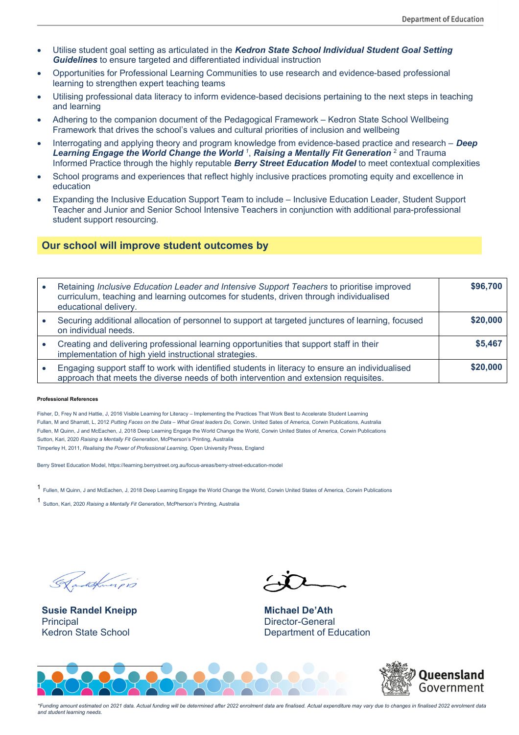- Utilise student goal setting as articulated in the ***Kedron State School Individual Student Goal Setting Guidelines*** to ensure targeted and differentiated individual instruction
- Opportunities for Professional Learning Communities to use research and evidence-based professional learning to strengthen expert teaching teams
- Utilising professional data literacy to inform evidence-based decisions pertaining to the next steps in teaching and learning
- Adhering to the companion document of the Pedagogical Framework – Kedron State School Wellbeing Framework that drives the school's values and cultural priorities of inclusion and wellbeing
- Interrogating and applying theory and program knowledge from evidence-based practice and research – ***Deep Learning Engage the World Change the World*** [1], ***Raising a Mentally Fit Generation*** [2] and Trauma Informed Practice through the highly reputable ***Berry Street Education Model*** to meet contextual complexities
- School programs and experiences that reflect highly inclusive practices promoting equity and excellence in education
- Expanding the Inclusive Education Support Team to include – Inclusive Education Leader, Student Support Teacher and Junior and Senior School Intensive Teachers in conjunction with additional para-professional student support resourcing.

## Our school will improve student outcomes by

| | |
|---|---|
| • Retaining *Inclusive Education Leader and Intensive Support Teachers* to prioritise improved curriculum, teaching and learning outcomes for students, driven through individualised educational delivery. | **$96,700** |
| • Securing additional allocation of personnel to support at targeted junctures of learning, focused on individual needs. | **$20,000** |
| • Creating and delivering professional learning opportunities that support staff in their implementation of high yield instructional strategies. | **$5,467** |
| • Engaging support staff to work with identified students in literacy to ensure an individualised approach that meets the diverse needs of both intervention and extension requisites. | **$20,000** |

**Professional References**

Fisher, D, Frey N and Hattie, J, 2016 Visible Learning for Literacy – Implementing the Practices That Work Best to Accelerate Student Learning

Fullan, M and Sharratt, L, 2012 *Putting Faces on the Data – What Great leaders Do,* Corwin. United Sates of America, Corwin Publications, Australia

Fullen, M Quinn, J and McEachen, J, 2018 Deep Learning Engage the World Change the World, Corwin United States of America, Corwin Publications

Sutton, Kari, 2020 *Raising a Mentally Fit Generation*, McPherson's Printing, Australia

Timperley H, 2011, *Realising the Power of Professional Learning*, Open University Press, England

Berry Street Education Model, https://learning.berrystreet.org.au/focus-areas/berry-street-education-model

[1] Fullen, M Quinn, J and McEachen, J, 2018 Deep Learning Engage the World Change the World, Corwin United States of America, Corwin Publications

[1] Sutton, Kari, 2020 *Raising a Mentally Fit Generation*, McPherson's Printing, Australia

**Susie Randel Kneipp**
Principal
Kedron State School

**Michael De'Ath**
Director-General
Department of Education

*\*Funding amount estimated on 2021 data. Actual funding will be determined after 2022 enrolment data are finalised. Actual expenditure may vary due to changes in finalised 2022 enrolment data and student learning needs.*